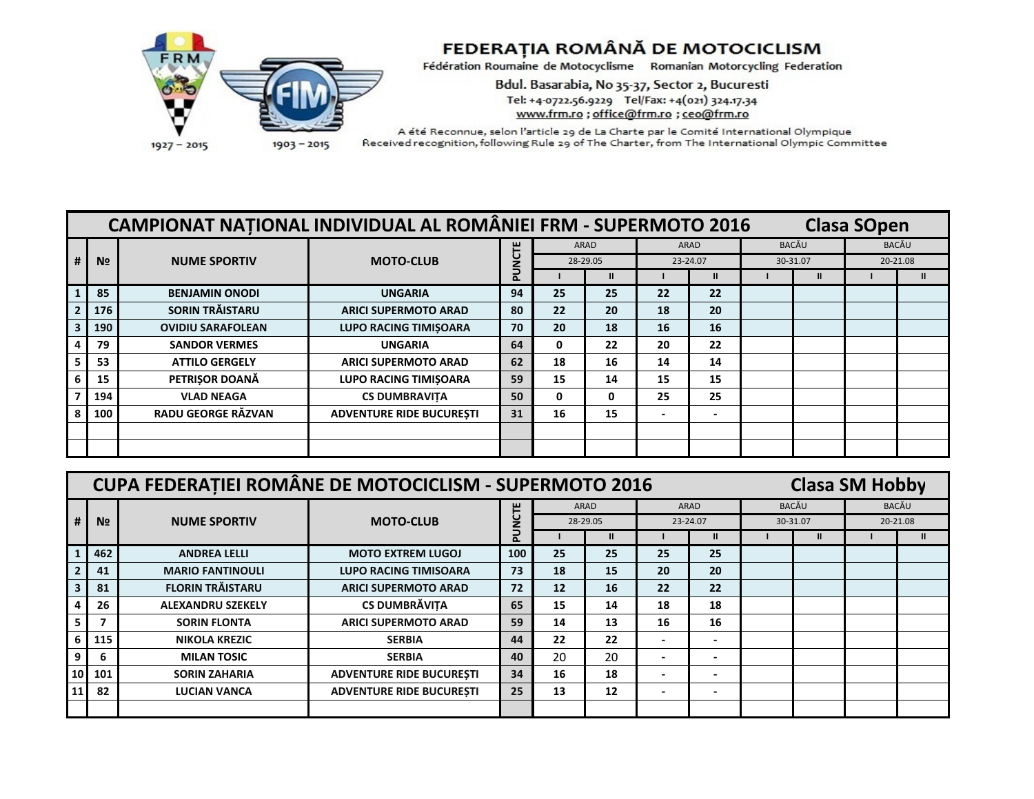**FEDERAȚIA ROMÂNĂ DE MOTOCICLISM**

Fédération Roumaine de Motocyclisme   Romanian Motorcycling Federation

Bdul. Basarabia, No 35-37, Sector 2, Bucuresti

Tel: +4-0722.56.9229   Tel/Fax: +4(021) 324.17.34

www.frm.ro ; office@frm.ro ; ceo@frm.ro

A été Reconnue, selon l'article 29 de La Charte par le Comité International Olympique

Received recognition, following Rule 29 of The Charter, from The International Olympic Committee

FRM 1927 – 2015   FIM 1903 – 2015

## CAMPIONAT NAȚIONAL INDIVIDUAL AL ROMÂNIEI FRM - SUPERMOTO 2016 — Clasa SOpen

| # | № | NUME SPORTIV | MOTO-CLUB | PUNCTE | ARAD | | ARAD | | BACĂU | | BACĂU | |
|---|---|---|---|---|---|---|---|---|---|---|---|---|
| | | | | | 28-29.05 | | 23-24.07 | | 30-31.07 | | 20-21.08 | |
| | | | | | I | II | I | II | I | II | I | II |
| 1 | 85 | BENJAMIN ONODI | UNGARIA | 94 | 25 | 25 | 22 | 22 | | | | |
| 2 | 176 | SORIN TRĂISTARU | ARICI SUPERMOTO ARAD | 80 | 22 | 20 | 18 | 20 | | | | |
| 3 | 190 | OVIDIU SARAFOLEAN | LUPO RACING TIMIȘOARA | 70 | 20 | 18 | 16 | 16 | | | | |
| 4 | 79 | SANDOR VERMES | UNGARIA | 64 | 0 | 22 | 20 | 22 | | | | |
| 5 | 53 | ATTILO GERGELY | ARICI SUPERMOTO ARAD | 62 | 18 | 16 | 14 | 14 | | | | |
| 6 | 15 | PETRIȘOR DOANĂ | LUPO RACING TIMIȘOARA | 59 | 15 | 14 | 15 | 15 | | | | |
| 7 | 194 | VLAD NEAGA | CS DUMBRAVIȚA | 50 | 0 | 0 | 25 | 25 | | | | |
| 8 | 100 | RADU GEORGE RĂZVAN | ADVENTURE RIDE BUCUREȘTI | 31 | 16 | 15 | - | - | | | | |
| | | | | | | | | | | | | |
| | | | | | | | | | | | | |

## CUPA FEDERAȚIEI ROMÂNE DE MOTOCICLISM - SUPERMOTO 2016 — Clasa SM Hobby

| # | № | NUME SPORTIV | MOTO-CLUB | PUNCTE | ARAD | | ARAD | | BACĂU | | BACĂU | |
|---|---|---|---|---|---|---|---|---|---|---|---|---|
| | | | | | 28-29.05 | | 23-24.07 | | 30-31.07 | | 20-21.08 | |
| | | | | | I | II | I | II | I | II | I | II |
| 1 | 462 | ANDREA LELLI | MOTO EXTREM LUGOJ | 100 | 25 | 25 | 25 | 25 | | | | |
| 2 | 41 | MARIO FANTINOULI | LUPO RACING TIMISOARA | 73 | 18 | 15 | 20 | 20 | | | | |
| 3 | 81 | FLORIN TRĂISTARU | ARICI SUPERMOTO ARAD | 72 | 12 | 16 | 22 | 22 | | | | |
| 4 | 26 | ALEXANDRU SZEKELY | CS DUMBRĂVIȚA | 65 | 15 | 14 | 18 | 18 | | | | |
| 5 | 7 | SORIN FLONTA | ARICI SUPERMOTO ARAD | 59 | 14 | 13 | 16 | 16 | | | | |
| 6 | 115 | NIKOLA KREZIC | SERBIA | 44 | 22 | 22 | - | - | | | | |
| 9 | 6 | MILAN TOSIC | SERBIA | 40 | 20 | 20 | - | - | | | | |
| 10 | 101 | SORIN ZAHARIA | ADVENTURE RIDE BUCUREȘTI | 34 | 16 | 18 | - | - | | | | |
| 11 | 82 | LUCIAN VANCA | ADVENTURE RIDE BUCUREȘTI | 25 | 13 | 12 | - | - | | | | |
| | | | | | | | | | | | | |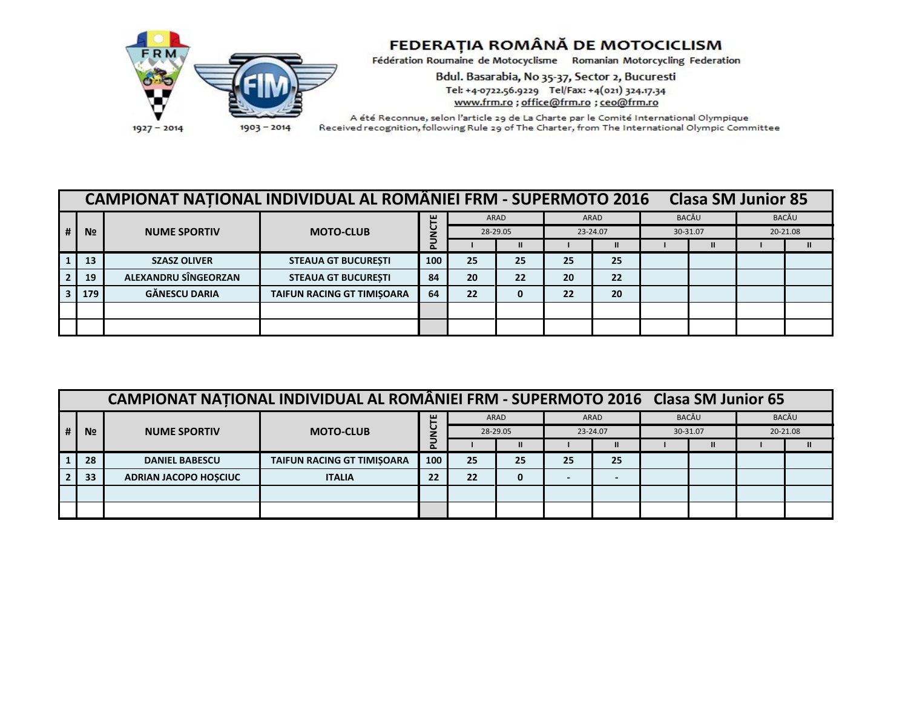**FEDERAȚIA ROMÂNĂ DE MOTOCICLISM**

Fédération Roumaine de Motocyclisme Romanian Motorcycling Federation

Bdul. Basarabia, No 35-37, Sector 2, Bucuresti

Tel: +4-0722.56.9229 Tel/Fax: +4(021) 324.17.34

www.frm.ro ; office@frm.ro ; ceo@frm.ro

A été Reconnue, selon l'article 29 de La Charte par le Comité International Olympique
Received recognition, following Rule 29 of The Charter, from The International Olympic Committee

1927 – 2014 1903 – 2014

## CAMPIONAT NAȚIONAL INDIVIDUAL AL ROMÂNIEI FRM - SUPERMOTO 2016 Clasa SM Junior 85

| # | № | NUME SPORTIV | MOTO-CLUB | PUNCTE | ARAD | | ARAD | | BACĂU | | BACĂU | |
|---|---|---|---|---|---|---|---|---|---|---|---|---|
| | | | | | 28-29.05 | | 23-24.07 | | 30-31.07 | | 20-21.08 | |
| | | | | | I | II | I | II | I | II | I | II |
| 1 | 13 | SZASZ OLIVER | STEAUA GT BUCUREȘTI | 100 | 25 | 25 | 25 | 25 | | | | |
| 2 | 19 | ALEXANDRU SÎNGEORZAN | STEAUA GT BUCUREȘTI | 84 | 20 | 22 | 20 | 22 | | | | |
| 3 | 179 | GĂNESCU DARIA | TAIFUN RACING GT TIMIȘOARA | 64 | 22 | 0 | 22 | 20 | | | | |
| | | | | | | | | | | | | |
| | | | | | | | | | | | | |

## CAMPIONAT NAȚIONAL INDIVIDUAL AL ROMÂNIEI FRM - SUPERMOTO 2016 Clasa SM Junior 65

| # | № | NUME SPORTIV | MOTO-CLUB | PUNCTE | ARAD | | ARAD | | BACĂU | | BACĂU | |
|---|---|---|---|---|---|---|---|---|---|---|---|---|
| | | | | | 28-29.05 | | 23-24.07 | | 30-31.07 | | 20-21.08 | |
| | | | | | I | II | I | II | I | II | I | II |
| 1 | 28 | DANIEL BABESCU | TAIFUN RACING GT TIMIȘOARA | 100 | 25 | 25 | 25 | 25 | | | | |
| 2 | 33 | ADRIAN JACOPO HOȘCIUC | ITALIA | 22 | 22 | 0 | - | - | | | | |
| | | | | | | | | | | | | |
| | | | | | | | | | | | | |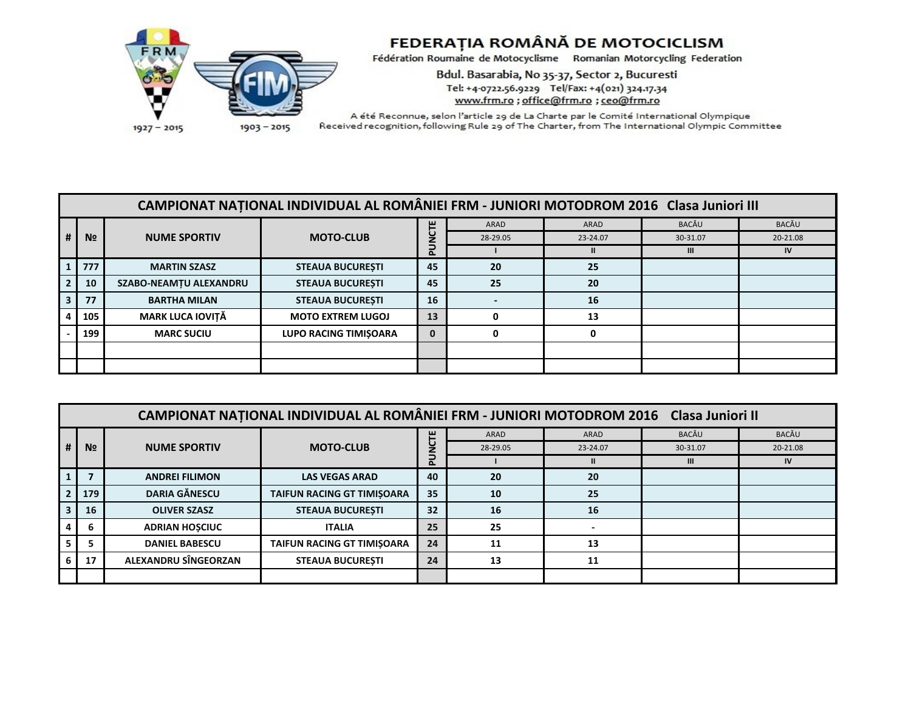**FEDERAȚIA ROMÂNĂ DE MOTOCICLISM**

Fédération Roumaine de Motocyclisme Romanian Motorcycling Federation

Bdul. Basarabia, No 35-37, Sector 2, Bucuresti

Tel: +4-0722.56.9229 Tel/Fax: +4(021) 324.17.34

www.frm.ro ; office@frm.ro ; ceo@frm.ro

A été Reconnue, selon l'article 29 de La Charte par le Comité International Olympique

Received recognition, following Rule 29 of The Charter, from The International Olympic Committee

FRM 1927 – 2015

FIM 1903 – 2015

## CAMPIONAT NAȚIONAL INDIVIDUAL AL ROMÂNIEI FRM - JUNIORI MOTODROM 2016 Clasa Juniori III

| # | № | NUME SPORTIV | MOTO-CLUB | PUNCTE | ARAD | ARAD | BACĂU | BACĂU |
|---|---|---|---|---|---|---|---|---|
| | | | | | 28-29.05 | 23-24.07 | 30-31.07 | 20-21.08 |
| | | | | | I | II | III | IV |
| 1 | 777 | MARTIN SZASZ | STEAUA BUCUREȘTI | 45 | 20 | 25 | | |
| 2 | 10 | SZABO-NEAMȚU ALEXANDRU | STEAUA BUCUREȘTI | 45 | 25 | 20 | | |
| 3 | 77 | BARTHA MILAN | STEAUA BUCUREȘTI | 16 | - | 16 | | |
| 4 | 105 | MARK LUCA IOVIȚĂ | MOTO EXTREM LUGOJ | 13 | 0 | 13 | | |
| - | 199 | MARC SUCIU | LUPO RACING TIMIȘOARA | 0 | 0 | 0 | | |
| | | | | | | | | |
| | | | | | | | | |

## CAMPIONAT NAȚIONAL INDIVIDUAL AL ROMÂNIEI FRM - JUNIORI MOTODROM 2016 Clasa Juniori II

| # | № | NUME SPORTIV | MOTO-CLUB | PUNCTE | ARAD | ARAD | BACĂU | BACĂU |
|---|---|---|---|---|---|---|---|---|
| | | | | | 28-29.05 | 23-24.07 | 30-31.07 | 20-21.08 |
| | | | | | I | II | III | IV |
| 1 | 7 | ANDREI FILIMON | LAS VEGAS ARAD | 40 | 20 | 20 | | |
| 2 | 179 | DARIA GĂNESCU | TAIFUN RACING GT TIMIȘOARA | 35 | 10 | 25 | | |
| 3 | 16 | OLIVER SZASZ | STEAUA BUCUREȘTI | 32 | 16 | 16 | | |
| 4 | 6 | ADRIAN HOȘCIUC | ITALIA | 25 | 25 | - | | |
| 5 | 5 | DANIEL BABESCU | TAIFUN RACING GT TIMIȘOARA | 24 | 11 | 13 | | |
| 6 | 17 | ALEXANDRU SÎNGEORZAN | STEAUA BUCUREȘTI | 24 | 13 | 11 | | |
| | | | | | | | | |